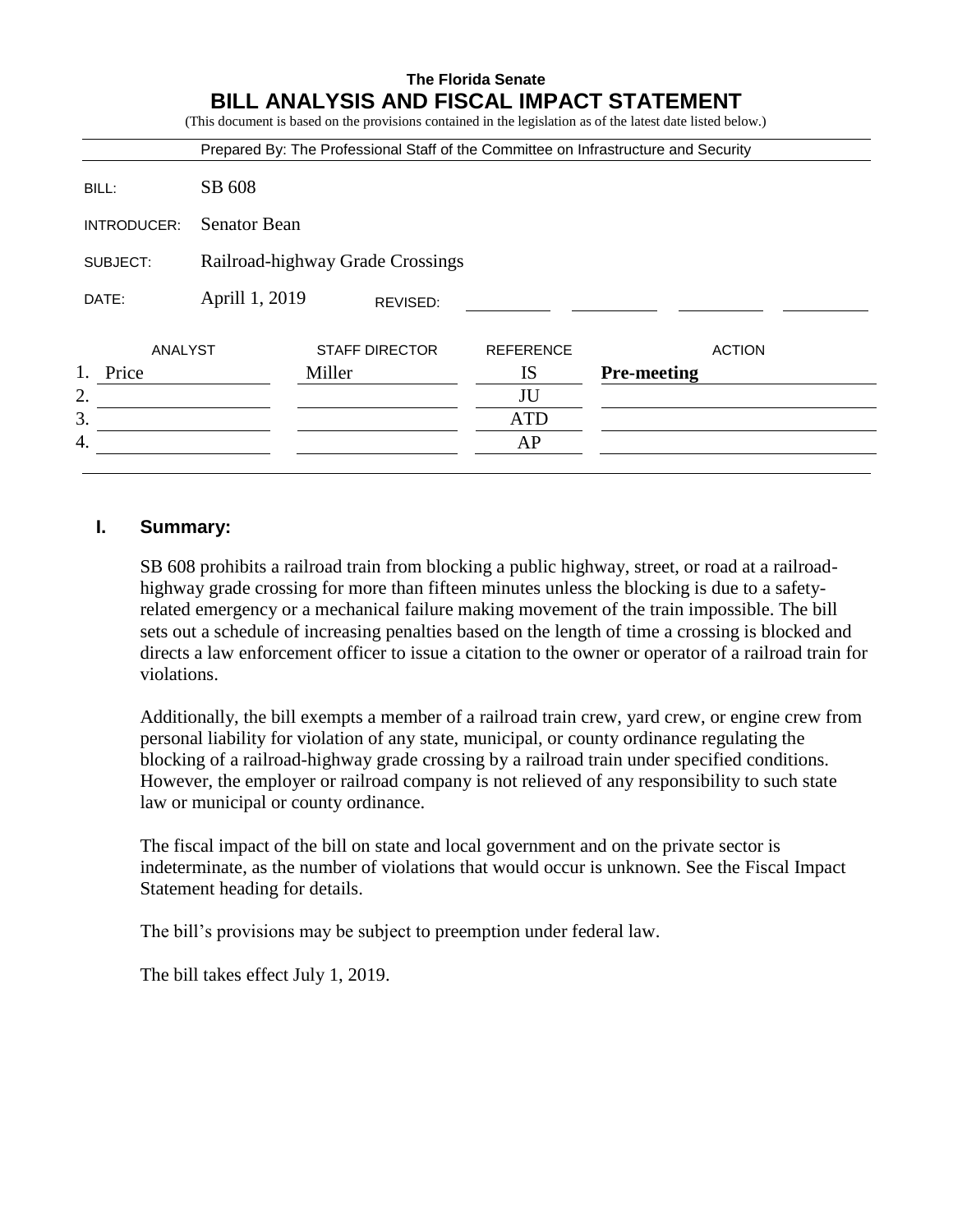**The Florida Senate**

# BILL ANALYSIS AND FISCAL IMPACT STATEMENT

(This document is based on the provisions contained in the legislation as of the latest date listed below.)

Prepared By: The Professional Staff of the Committee on Infrastructure and Security

| | |
|---|---|
| BILL: | SB 608 |
| INTRODUCER: | Senator Bean |
| SUBJECT: | Railroad-highway Grade Crossings |
| DATE: | Aprill 1, 2019 REVISED: |

| | ANALYST | STAFF DIRECTOR | REFERENCE | ACTION |
|---|---|---|---|---|
| 1. | Price | Miller | IS | **Pre-meeting** |
| 2. | | | JU | |
| 3. | | | ATD | |
| 4. | | | AP | |

## I. Summary:

SB 608 prohibits a railroad train from blocking a public highway, street, or road at a railroad-highway grade crossing for more than fifteen minutes unless the blocking is due to a safety-related emergency or a mechanical failure making movement of the train impossible. The bill sets out a schedule of increasing penalties based on the length of time a crossing is blocked and directs a law enforcement officer to issue a citation to the owner or operator of a railroad train for violations.

Additionally, the bill exempts a member of a railroad train crew, yard crew, or engine crew from personal liability for violation of any state, municipal, or county ordinance regulating the blocking of a railroad-highway grade crossing by a railroad train under specified conditions. However, the employer or railroad company is not relieved of any responsibility to such state law or municipal or county ordinance.

The fiscal impact of the bill on state and local government and on the private sector is indeterminate, as the number of violations that would occur is unknown. See the Fiscal Impact Statement heading for details.

The bill's provisions may be subject to preemption under federal law.

The bill takes effect July 1, 2019.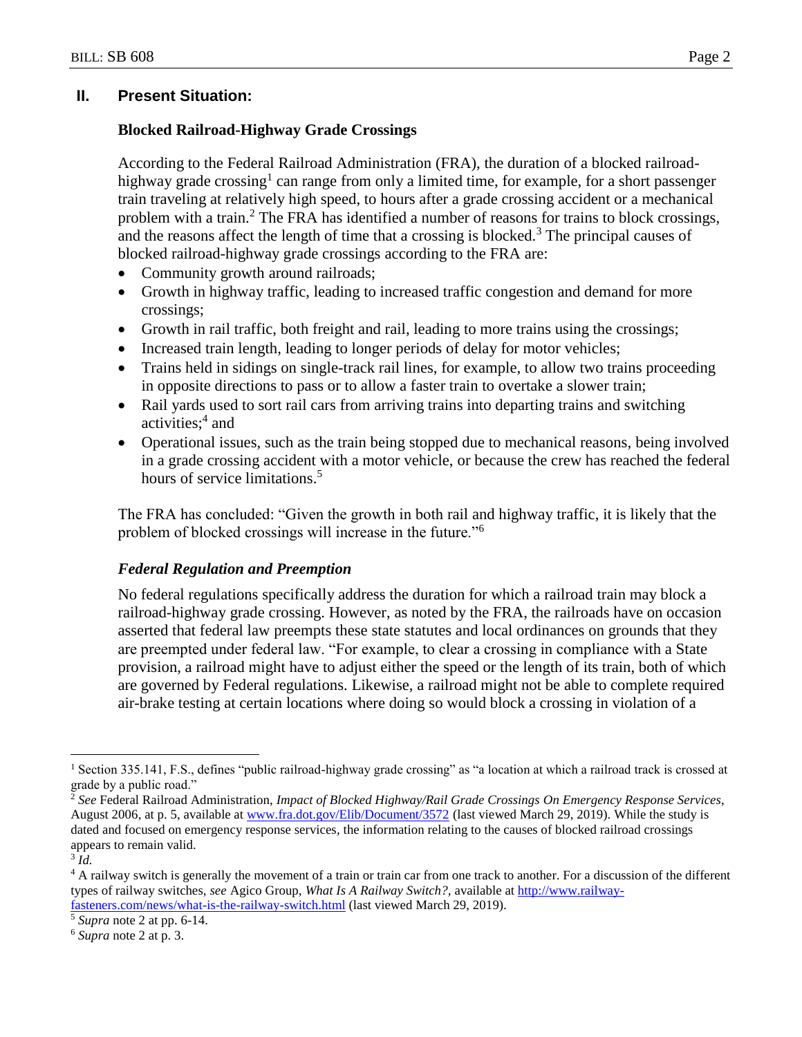## II. Present Situation:

### Blocked Railroad-Highway Grade Crossings

According to the Federal Railroad Administration (FRA), the duration of a blocked railroad-highway grade crossing[1] can range from only a limited time, for example, for a short passenger train traveling at relatively high speed, to hours after a grade crossing accident or a mechanical problem with a train.[2] The FRA has identified a number of reasons for trains to block crossings, and the reasons affect the length of time that a crossing is blocked.[3] The principal causes of blocked railroad-highway grade crossings according to the FRA are:

- Community growth around railroads;
- Growth in highway traffic, leading to increased traffic congestion and demand for more crossings;
- Growth in rail traffic, both freight and rail, leading to more trains using the crossings;
- Increased train length, leading to longer periods of delay for motor vehicles;
- Trains held in sidings on single-track rail lines, for example, to allow two trains proceeding in opposite directions to pass or to allow a faster train to overtake a slower train;
- Rail yards used to sort rail cars from arriving trains into departing trains and switching activities;[4] and
- Operational issues, such as the train being stopped due to mechanical reasons, being involved in a grade crossing accident with a motor vehicle, or because the crew has reached the federal hours of service limitations.[5]

The FRA has concluded: "Given the growth in both rail and highway traffic, it is likely that the problem of blocked crossings will increase in the future."[6]

#### *Federal Regulation and Preemption*

No federal regulations specifically address the duration for which a railroad train may block a railroad-highway grade crossing. However, as noted by the FRA, the railroads have on occasion asserted that federal law preempts these state statutes and local ordinances on grounds that they are preempted under federal law. "For example, to clear a crossing in compliance with a State provision, a railroad might have to adjust either the speed or the length of its train, both of which are governed by Federal regulations. Likewise, a railroad might not be able to complete required air-brake testing at certain locations where doing so would block a crossing in violation of a

---

[1] Section 335.141, F.S., defines "public railroad-highway grade crossing" as "a location at which a railroad track is crossed at grade by a public road."

[2] *See* Federal Railroad Administration, *Impact of Blocked Highway/Rail Grade Crossings On Emergency Response Services*, August 2006, at p. 5, available at www.fra.dot.gov/Elib/Document/3572 (last viewed March 29, 2019). While the study is dated and focused on emergency response services, the information relating to the causes of blocked railroad crossings appears to remain valid.

[3] *Id.*

[4] A railway switch is generally the movement of a train or train car from one track to another. For a discussion of the different types of railway switches, *see* Agico Group, *What Is A Railway Switch?*, available at http://www.railway-fasteners.com/news/what-is-the-railway-switch.html (last viewed March 29, 2019).

[5] *Supra* note 2 at pp. 6-14.

[6] *Supra* note 2 at p. 3.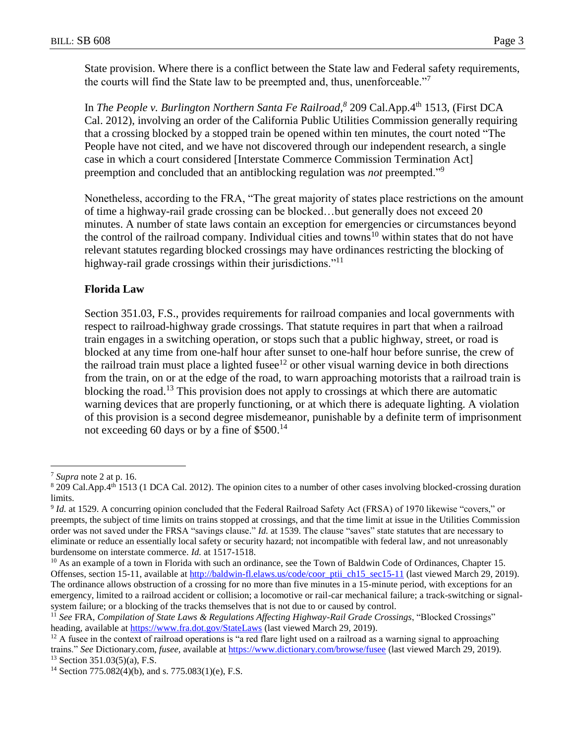State provision. Where there is a conflict between the State law and Federal safety requirements, the courts will find the State law to be preempted and, thus, unenforceable."[7]

In *The People v. Burlington Northern Santa Fe Railroad*,[8] 209 Cal.App.4th 1513, (First DCA Cal. 2012), involving an order of the California Public Utilities Commission generally requiring that a crossing blocked by a stopped train be opened within ten minutes, the court noted "The People have not cited, and we have not discovered through our independent research, a single case in which a court considered [Interstate Commerce Commission Termination Act] preemption and concluded that an antiblocking regulation was *not* preempted."[9]

Nonetheless, according to the FRA, "The great majority of states place restrictions on the amount of time a highway-rail grade crossing can be blocked…but generally does not exceed 20 minutes. A number of state laws contain an exception for emergencies or circumstances beyond the control of the railroad company. Individual cities and towns[10] within states that do not have relevant statutes regarding blocked crossings may have ordinances restricting the blocking of highway-rail grade crossings within their jurisdictions."[11]

### Florida Law

Section 351.03, F.S., provides requirements for railroad companies and local governments with respect to railroad-highway grade crossings. That statute requires in part that when a railroad train engages in a switching operation, or stops such that a public highway, street, or road is blocked at any time from one-half hour after sunset to one-half hour before sunrise, the crew of the railroad train must place a lighted fusee[12] or other visual warning device in both directions from the train, on or at the edge of the road, to warn approaching motorists that a railroad train is blocking the road.[13] This provision does not apply to crossings at which there are automatic warning devices that are properly functioning, or at which there is adequate lighting. A violation of this provision is a second degree misdemeanor, punishable by a definite term of imprisonment not exceeding 60 days or by a fine of $500.[14]

---

[7] *Supra* note 2 at p. 16.

[8] 209 Cal.App.4th 1513 (1 DCA Cal. 2012). The opinion cites to a number of other cases involving blocked-crossing duration limits.

[9] *Id.* at 1529. A concurring opinion concluded that the Federal Railroad Safety Act (FRSA) of 1970 likewise "covers," or preempts, the subject of time limits on trains stopped at crossings, and that the time limit at issue in the Utilities Commission order was not saved under the FRSA "savings clause." *Id.* at 1539. The clause "saves" state statutes that are necessary to eliminate or reduce an essentially local safety or security hazard; not incompatible with federal law, and not unreasonably burdensome on interstate commerce. *Id.* at 1517-1518.

[10] As an example of a town in Florida with such an ordinance, see the Town of Baldwin Code of Ordinances, Chapter 15. Offenses, section 15-11, available at http://baldwin-fl.elaws.us/code/coor_ptii_ch15_sec15-11 (last viewed March 29, 2019). The ordinance allows obstruction of a crossing for no more than five minutes in a 15-minute period, with exceptions for an emergency, limited to a railroad accident or collision; a locomotive or rail-car mechanical failure; a track-switching or signal-system failure; or a blocking of the tracks themselves that is not due to or caused by control.

[11] *See* FRA, *Compilation of State Laws & Regulations Affecting Highway-Rail Grade Crossings*, "Blocked Crossings" heading, available at https://www.fra.dot.gov/StateLaws (last viewed March 29, 2019).

[12] A fusee in the context of railroad operations is "a red flare light used on a railroad as a warning signal to approaching trains." *See* Dictionary.com, *fusee*, available at https://www.dictionary.com/browse/fusee (last viewed March 29, 2019).

[13] Section 351.03(5)(a), F.S.

[14] Section 775.082(4)(b), and s. 775.083(1)(e), F.S.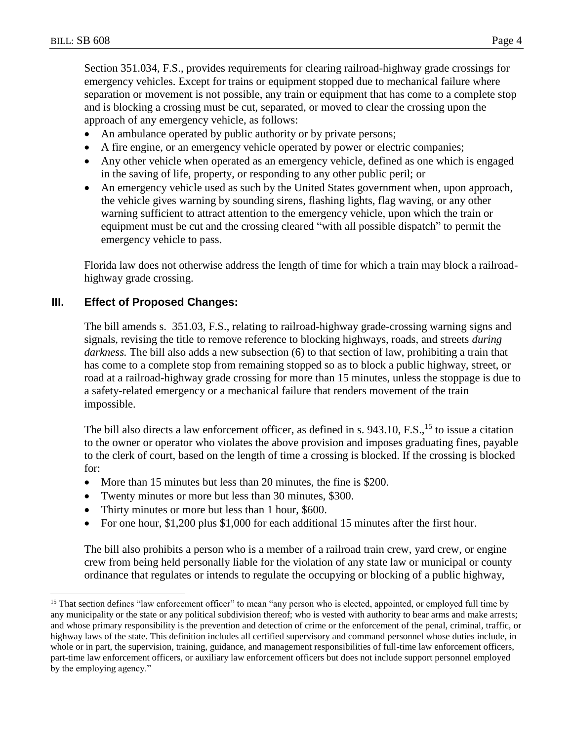Section 351.034, F.S., provides requirements for clearing railroad-highway grade crossings for emergency vehicles. Except for trains or equipment stopped due to mechanical failure where separation or movement is not possible, any train or equipment that has come to a complete stop and is blocking a crossing must be cut, separated, or moved to clear the crossing upon the approach of any emergency vehicle, as follows:

- An ambulance operated by public authority or by private persons;
- A fire engine, or an emergency vehicle operated by power or electric companies;
- Any other vehicle when operated as an emergency vehicle, defined as one which is engaged in the saving of life, property, or responding to any other public peril; or
- An emergency vehicle used as such by the United States government when, upon approach, the vehicle gives warning by sounding sirens, flashing lights, flag waving, or any other warning sufficient to attract attention to the emergency vehicle, upon which the train or equipment must be cut and the crossing cleared "with all possible dispatch" to permit the emergency vehicle to pass.

Florida law does not otherwise address the length of time for which a train may block a railroad-highway grade crossing.

## III. Effect of Proposed Changes:

The bill amends s. 351.03, F.S., relating to railroad-highway grade-crossing warning signs and signals, revising the title to remove reference to blocking highways, roads, and streets *during darkness.* The bill also adds a new subsection (6) to that section of law, prohibiting a train that has come to a complete stop from remaining stopped so as to block a public highway, street, or road at a railroad-highway grade crossing for more than 15 minutes, unless the stoppage is due to a safety-related emergency or a mechanical failure that renders movement of the train impossible.

The bill also directs a law enforcement officer, as defined in s. 943.10, F.S.,[15] to issue a citation to the owner or operator who violates the above provision and imposes graduating fines, payable to the clerk of court, based on the length of time a crossing is blocked. If the crossing is blocked for:

- More than 15 minutes but less than 20 minutes, the fine is $200.
- Twenty minutes or more but less than 30 minutes, $300.
- Thirty minutes or more but less than 1 hour, $600.
- For one hour, $1,200 plus $1,000 for each additional 15 minutes after the first hour.

The bill also prohibits a person who is a member of a railroad train crew, yard crew, or engine crew from being held personally liable for the violation of any state law or municipal or county ordinance that regulates or intends to regulate the occupying or blocking of a public highway,

---

[15] That section defines "law enforcement officer" to mean "any person who is elected, appointed, or employed full time by any municipality or the state or any political subdivision thereof; who is vested with authority to bear arms and make arrests; and whose primary responsibility is the prevention and detection of crime or the enforcement of the penal, criminal, traffic, or highway laws of the state. This definition includes all certified supervisory and command personnel whose duties include, in whole or in part, the supervision, training, guidance, and management responsibilities of full-time law enforcement officers, part-time law enforcement officers, or auxiliary law enforcement officers but does not include support personnel employed by the employing agency."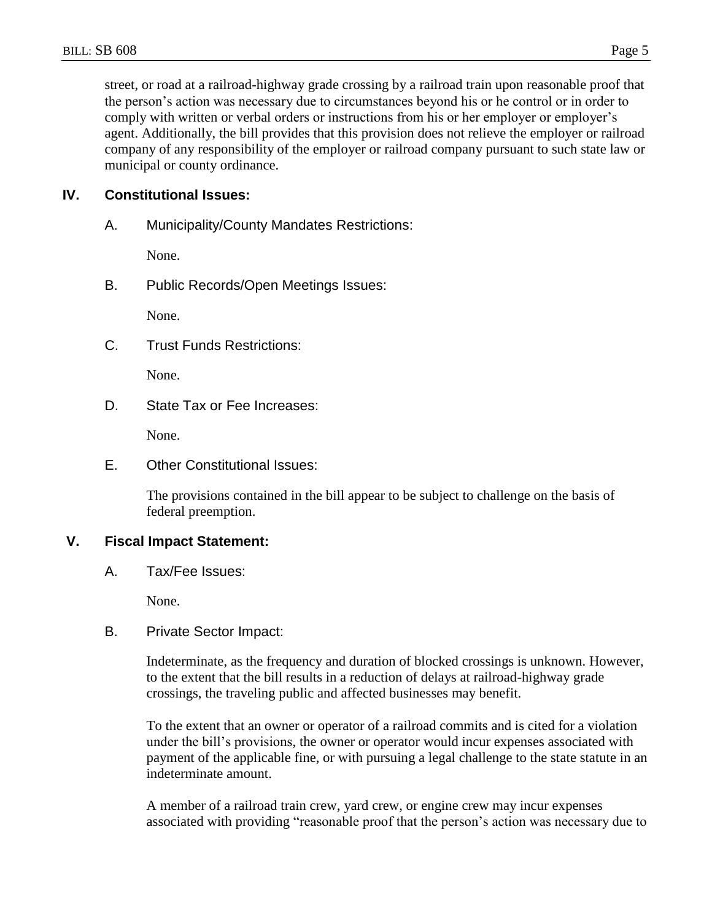street, or road at a railroad-highway grade crossing by a railroad train upon reasonable proof that the person's action was necessary due to circumstances beyond his or he control or in order to comply with written or verbal orders or instructions from his or her employer or employer's agent. Additionally, the bill provides that this provision does not relieve the employer or railroad company of any responsibility of the employer or railroad company pursuant to such state law or municipal or county ordinance.

## IV. Constitutional Issues:

### A. Municipality/County Mandates Restrictions:

None.

### B. Public Records/Open Meetings Issues:

None.

### C. Trust Funds Restrictions:

None.

### D. State Tax or Fee Increases:

None.

### E. Other Constitutional Issues:

The provisions contained in the bill appear to be subject to challenge on the basis of federal preemption.

## V. Fiscal Impact Statement:

### A. Tax/Fee Issues:

None.

### B. Private Sector Impact:

Indeterminate, as the frequency and duration of blocked crossings is unknown. However, to the extent that the bill results in a reduction of delays at railroad-highway grade crossings, the traveling public and affected businesses may benefit.

To the extent that an owner or operator of a railroad commits and is cited for a violation under the bill's provisions, the owner or operator would incur expenses associated with payment of the applicable fine, or with pursuing a legal challenge to the state statute in an indeterminate amount.

A member of a railroad train crew, yard crew, or engine crew may incur expenses associated with providing "reasonable proof that the person's action was necessary due to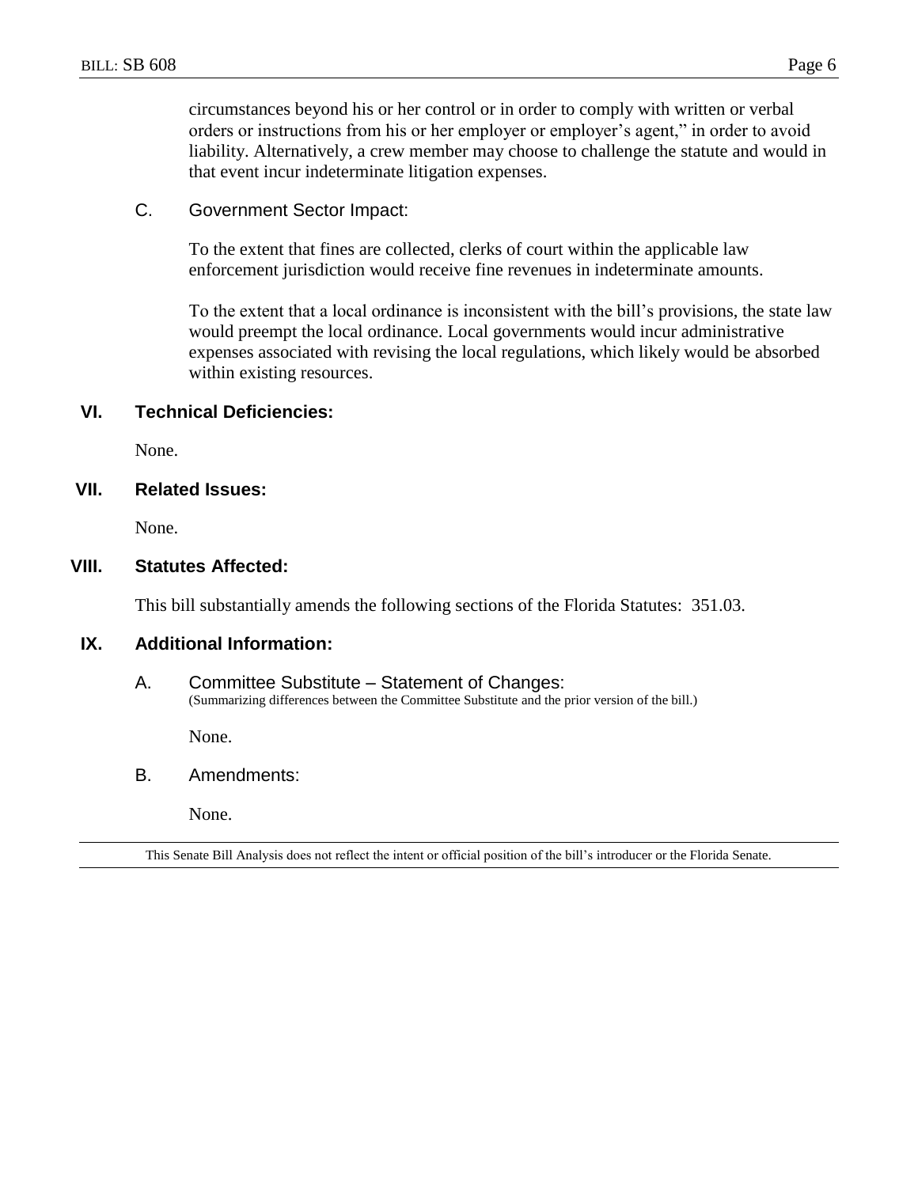circumstances beyond his or her control or in order to comply with written or verbal orders or instructions from his or her employer or employer's agent," in order to avoid liability. Alternatively, a crew member may choose to challenge the statute and would in that event incur indeterminate litigation expenses.

### C. Government Sector Impact:

To the extent that fines are collected, clerks of court within the applicable law enforcement jurisdiction would receive fine revenues in indeterminate amounts.

To the extent that a local ordinance is inconsistent with the bill's provisions, the state law would preempt the local ordinance. Local governments would incur administrative expenses associated with revising the local regulations, which likely would be absorbed within existing resources.

## VI. Technical Deficiencies:

None.

## VII. Related Issues:

None.

## VIII. Statutes Affected:

This bill substantially amends the following sections of the Florida Statutes: 351.03.

## IX. Additional Information:

### A. Committee Substitute – Statement of Changes:

(Summarizing differences between the Committee Substitute and the prior version of the bill.)

None.

### B. Amendments:

None.

This Senate Bill Analysis does not reflect the intent or official position of the bill's introducer or the Florida Senate.